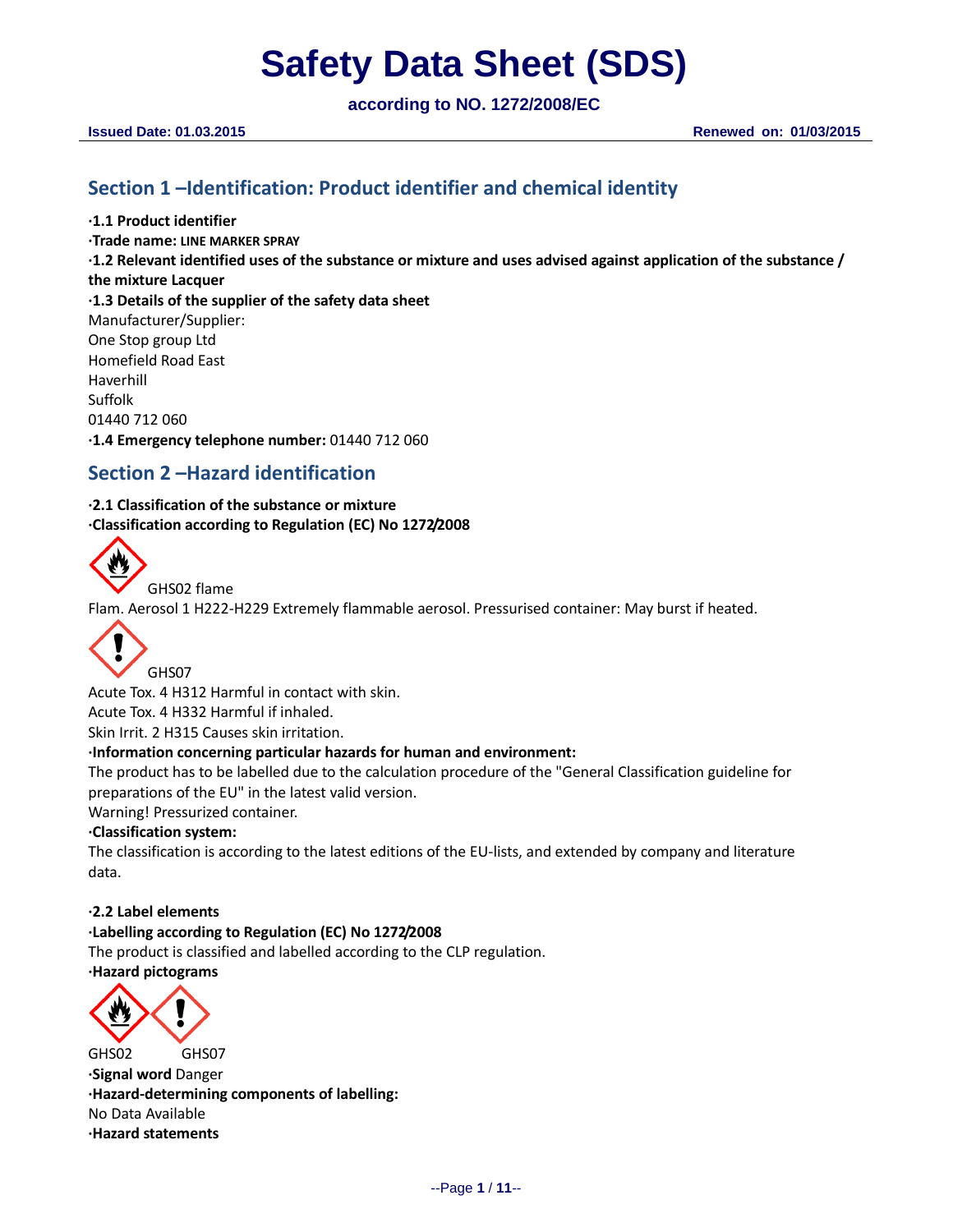# Safety Data Sheet (SDS)

**according to NO. 1272/2008/EC**

**Issued Date: 01.03.2015** **Renewed on: 01/03/2015**

## Section 1 –Identification: Product identifier and chemical identity

**·1.1 Product identifier**
**·Trade name:** **LINE MARKER SPRAY**
**·1.2 Relevant identified uses of the substance or mixture and uses advised against application of the substance / the mixture Lacquer**
**·1.3 Details of the supplier of the safety data sheet**
Manufacturer/Supplier:
One Stop group Ltd
Homefield Road East
Haverhill
Suffolk
01440 712 060
**·1.4 Emergency telephone number:** 01440 712 060

## Section 2 –Hazard identification

**·2.1 Classification of the substance or mixture**
**·Classification according to Regulation (EC) No 1272/2008**

GHS02 flame
Flam. Aerosol 1 H222-H229 Extremely flammable aerosol. Pressurised container: May burst if heated.

GHS07
Acute Tox. 4 H312 Harmful in contact with skin.
Acute Tox. 4 H332 Harmful if inhaled.
Skin Irrit. 2 H315 Causes skin irritation.
**·Information concerning particular hazards for human and environment:**
The product has to be labelled due to the calculation procedure of the "General Classification guideline for preparations of the EU" in the latest valid version.
Warning! Pressurized container.
**·Classification system:**
The classification is according to the latest editions of the EU-lists, and extended by company and literature data.

**·2.2 Label elements**
**·Labelling according to Regulation (EC) No 1272/2008**
The product is classified and labelled according to the CLP regulation.
**·Hazard pictograms**

GHS02 GHS07
**·Signal word** Danger
**·Hazard-determining components of labelling:**
No Data Available
**·Hazard statements**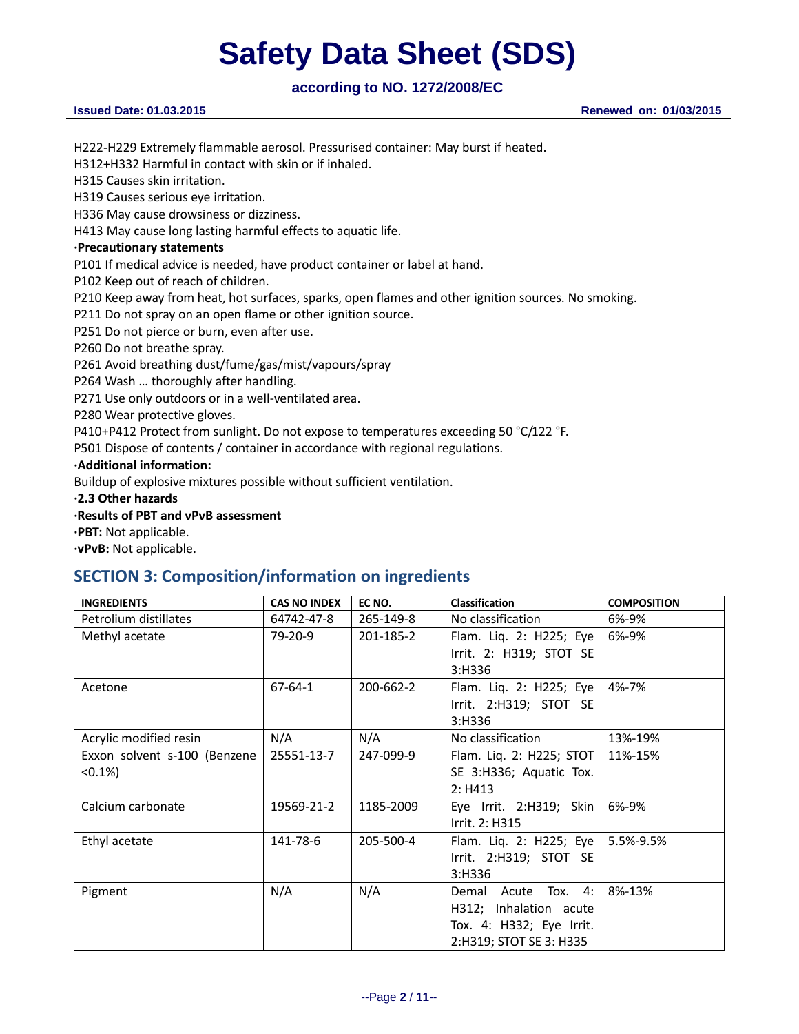H222-H229 Extremely flammable aerosol. Pressurised container: May burst if heated.

H312+H332 Harmful in contact with skin or if inhaled.

H315 Causes skin irritation.

H319 Causes serious eye irritation.

H336 May cause drowsiness or dizziness.

H413 May cause long lasting harmful effects to aquatic life.

**·Precautionary statements**

P101 If medical advice is needed, have product container or label at hand.

P102 Keep out of reach of children.

P210 Keep away from heat, hot surfaces, sparks, open flames and other ignition sources. No smoking.

P211 Do not spray on an open flame or other ignition source.

P251 Do not pierce or burn, even after use.

P260 Do not breathe spray.

P261 Avoid breathing dust/fume/gas/mist/vapours/spray

P264 Wash … thoroughly after handling.

P271 Use only outdoors or in a well-ventilated area.

P280 Wear protective gloves.

P410+P412 Protect from sunlight. Do not expose to temperatures exceeding 50 °C/122 °F.

P501 Dispose of contents / container in accordance with regional regulations.

**·Additional information:**

Buildup of explosive mixtures possible without sufficient ventilation.

**·2.3 Other hazards**

**·Results of PBT and vPvB assessment**

**·PBT:** Not applicable.

**·vPvB:** Not applicable.

## SECTION 3: Composition/information on ingredients

| INGREDIENTS | CAS NO INDEX | EC NO. | Classification | COMPOSITION |
|---|---|---|---|---|
| Petrolium distillates | 64742-47-8 | 265-149-8 | No classification | 6%-9% |
| Methyl acetate | 79-20-9 | 201-185-2 | Flam. Liq. 2: H225; Eye Irrit. 2: H319; STOT SE 3:H336 | 6%-9% |
| Acetone | 67-64-1 | 200-662-2 | Flam. Liq. 2: H225; Eye Irrit. 2:H319; STOT SE 3:H336 | 4%-7% |
| Acrylic modified resin | N/A | N/A | No classification | 13%-19% |
| Exxon solvent s-100 (Benzene <0.1%) | 25551-13-7 | 247-099-9 | Flam. Liq. 2: H225; STOT SE 3:H336; Aquatic Tox. 2: H413 | 11%-15% |
| Calcium carbonate | 19569-21-2 | 1185-2009 | Eye Irrit. 2:H319; Skin Irrit. 2: H315 | 6%-9% |
| Ethyl acetate | 141-78-6 | 205-500-4 | Flam. Liq. 2: H225; Eye Irrit. 2:H319; STOT SE 3:H336 | 5.5%-9.5% |
| Pigment | N/A | N/A | Demal Acute Tox. 4: H312; Inhalation acute Tox. 4: H332; Eye Irrit. 2:H319; STOT SE 3: H335 | 8%-13% |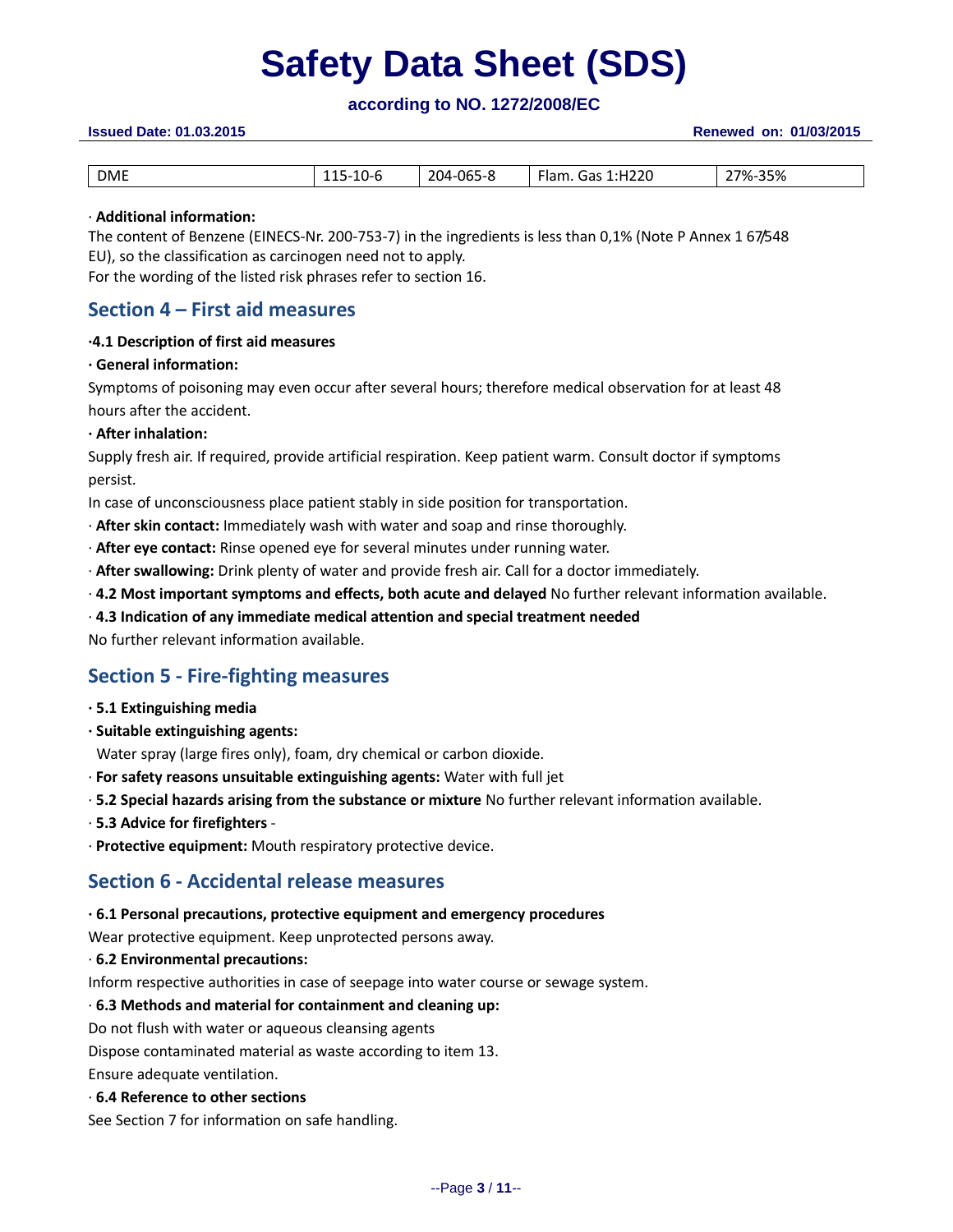| DME | 115-10-6 | 204-065-8 | Flam. Gas 1:H220 | 27%-35% |
|---|---|---|---|---|

· **Additional information:**

The content of Benzene (EINECS-Nr. 200-753-7) in the ingredients is less than 0,1% (Note P Annex 1 67/548 EU), so the classification as carcinogen need not to apply.

For the wording of the listed risk phrases refer to section 16.

## Section 4 – First aid measures

**·4.1 Description of first aid measures**

**· General information:**

Symptoms of poisoning may even occur after several hours; therefore medical observation for at least 48 hours after the accident.

**· After inhalation:**

Supply fresh air. If required, provide artificial respiration. Keep patient warm. Consult doctor if symptoms persist.

In case of unconsciousness place patient stably in side position for transportation.

· **After skin contact:** Immediately wash with water and soap and rinse thoroughly.

· **After eye contact:** Rinse opened eye for several minutes under running water.

· **After swallowing:** Drink plenty of water and provide fresh air. Call for a doctor immediately.

· **4.2 Most important symptoms and effects, both acute and delayed** No further relevant information available.

· **4.3 Indication of any immediate medical attention and special treatment needed**

No further relevant information available.

## Section 5 - Fire-fighting measures

**· 5.1 Extinguishing media**

**· Suitable extinguishing agents:**

Water spray (large fires only), foam, dry chemical or carbon dioxide.

· **For safety reasons unsuitable extinguishing agents:** Water with full jet

· **5.2 Special hazards arising from the substance or mixture** No further relevant information available.

· **5.3 Advice for firefighters** -

· **Protective equipment:** Mouth respiratory protective device.

## Section 6 - Accidental release measures

**· 6.1 Personal precautions, protective equipment and emergency procedures**

Wear protective equipment. Keep unprotected persons away.

· **6.2 Environmental precautions:**

Inform respective authorities in case of seepage into water course or sewage system.

· **6.3 Methods and material for containment and cleaning up:**

Do not flush with water or aqueous cleansing agents

Dispose contaminated material as waste according to item 13.

Ensure adequate ventilation.

· **6.4 Reference to other sections**

See Section 7 for information on safe handling.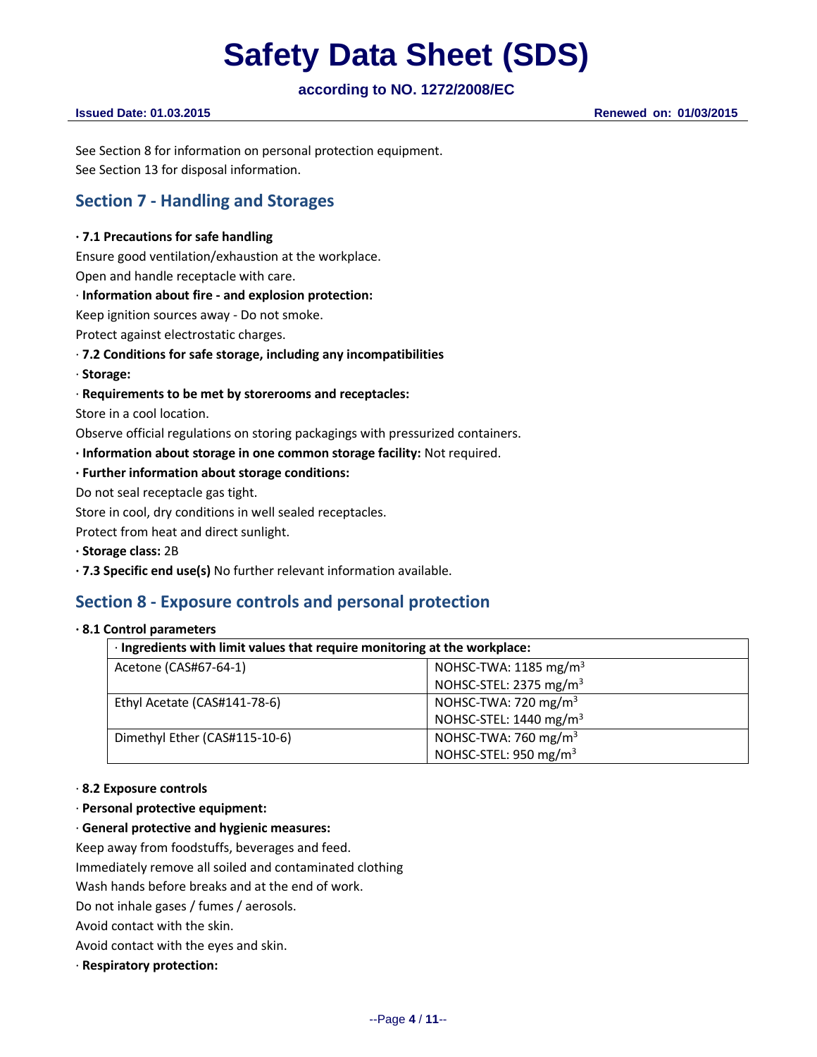See Section 8 for information on personal protection equipment.
See Section 13 for disposal information.

## Section 7 - Handling and Storages

**· 7.1 Precautions for safe handling**

Ensure good ventilation/exhaustion at the workplace.

Open and handle receptacle with care.

· **Information about fire - and explosion protection:**

Keep ignition sources away - Do not smoke.

Protect against electrostatic charges.

· **7.2 Conditions for safe storage, including any incompatibilities**

· **Storage:**

· **Requirements to be met by storerooms and receptacles:**

Store in a cool location.

Observe official regulations on storing packagings with pressurized containers.

**· Information about storage in one common storage facility:** Not required.

**· Further information about storage conditions:**

Do not seal receptacle gas tight.

Store in cool, dry conditions in well sealed receptacles.

Protect from heat and direct sunlight.

**· Storage class:** 2B

**· 7.3 Specific end use(s)** No further relevant information available.

## Section 8 - Exposure controls and personal protection

**· 8.1 Control parameters**

| · Ingredients with limit values that require monitoring at the workplace: | |
|---|---|
| Acetone (CAS#67-64-1) | NOHSC-TWA: 1185 mg/m$^3$<br>NOHSC-STEL: 2375 mg/m$^3$ |
| Ethyl Acetate (CAS#141-78-6) | NOHSC-TWA: 720 mg/m$^3$<br>NOHSC-STEL: 1440 mg/m$^3$ |
| Dimethyl Ether (CAS#115-10-6) | NOHSC-TWA: 760 mg/m$^3$<br>NOHSC-STEL: 950 mg/m$^3$ |

· **8.2 Exposure controls**

· **Personal protective equipment:**

· **General protective and hygienic measures:**

Keep away from foodstuffs, beverages and feed.

Immediately remove all soiled and contaminated clothing

Wash hands before breaks and at the end of work.

Do not inhale gases / fumes / aerosols.

Avoid contact with the skin.

Avoid contact with the eyes and skin.

· **Respiratory protection:**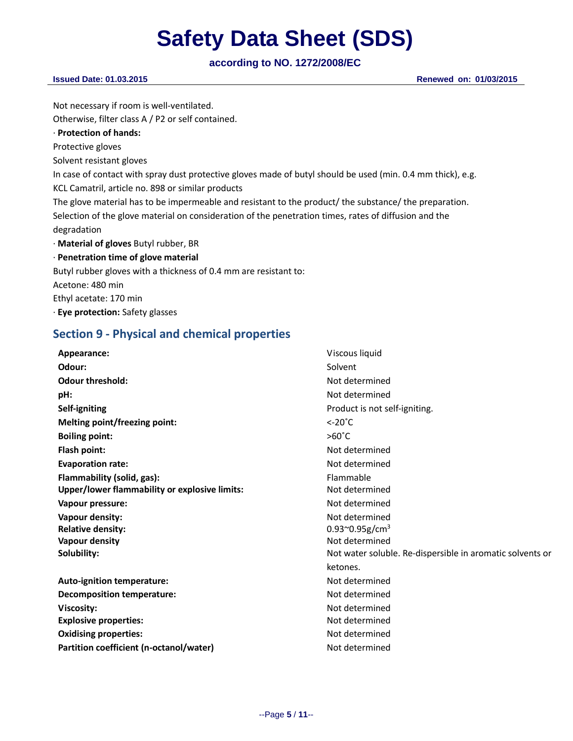Not necessary if room is well-ventilated.

Otherwise, filter class A / P2 or self contained.

· **Protection of hands:**

Protective gloves

Solvent resistant gloves

In case of contact with spray dust protective gloves made of butyl should be used (min. 0.4 mm thick), e.g. KCL Camatril, article no. 898 or similar products

The glove material has to be impermeable and resistant to the product/ the substance/ the preparation.

Selection of the glove material on consideration of the penetration times, rates of diffusion and the degradation

· **Material of gloves** Butyl rubber, BR

· **Penetration time of glove material**

Butyl rubber gloves with a thickness of 0.4 mm are resistant to:

Acetone: 480 min

Ethyl acetate: 170 min

· **Eye protection:** Safety glasses

## Section 9 - Physical and chemical properties

| | |
|---|---|
| **Appearance:** | Viscous liquid |
| **Odour:** | Solvent |
| **Odour threshold:** | Not determined |
| **pH:** | Not determined |
| **Self-igniting** | Product is not self-igniting. |
| **Melting point/freezing point:** | <-20˚C |
| **Boiling point:** | >60˚C |
| **Flash point:** | Not determined |
| **Evaporation rate:** | Not determined |
| **Flammability (solid, gas):** | Flammable |
| **Upper/lower flammability or explosive limits:** | Not determined |
| **Vapour pressure:** | Not determined |
| **Vapour density:** | Not determined |
| **Relative density:** | 0.93~0.95g/cm$^3$ |
| **Vapour density** | Not determined |
| **Solubility:** | Not water soluble. Re-dispersible in aromatic solvents or ketones. |
| **Auto-ignition temperature:** | Not determined |
| **Decomposition temperature:** | Not determined |
| **Viscosity:** | Not determined |
| **Explosive properties:** | Not determined |
| **Oxidising properties:** | Not determined |
| **Partition coefficient (n-octanol/water)** | Not determined |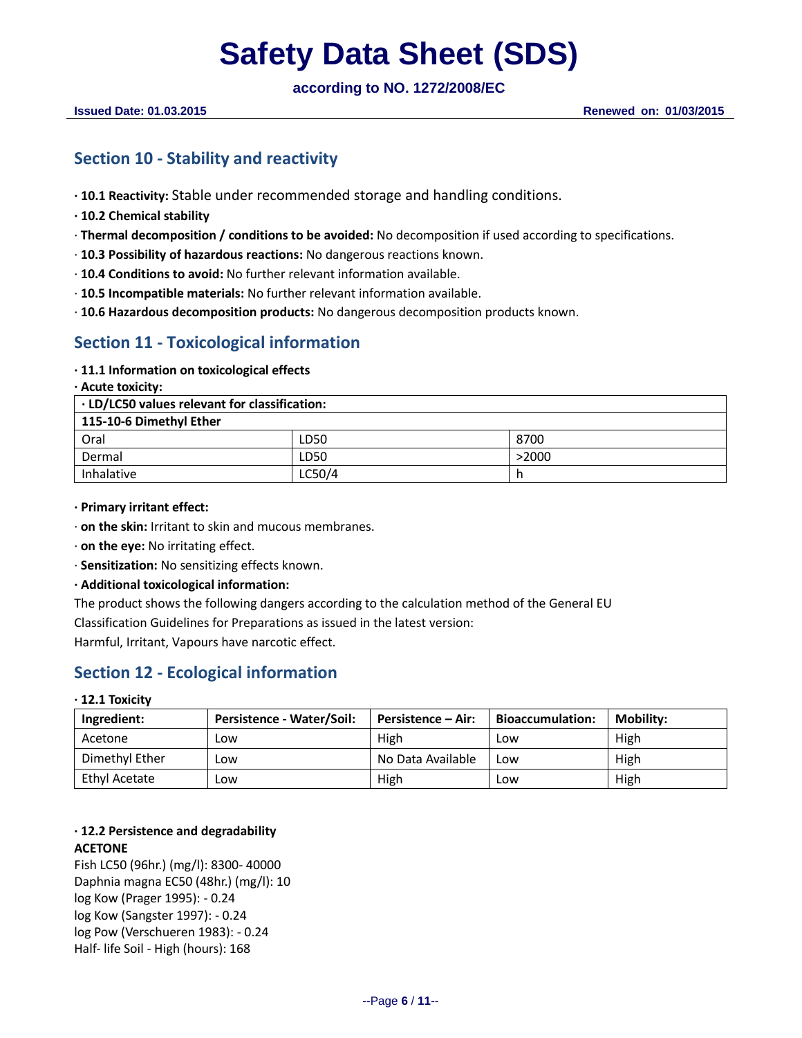## Section 10 - Stability and reactivity

· **10.1 Reactivity:** Stable under recommended storage and handling conditions.

· **10.2 Chemical stability**

· **Thermal decomposition / conditions to be avoided:** No decomposition if used according to specifications.

· **10.3 Possibility of hazardous reactions:** No dangerous reactions known.

· **10.4 Conditions to avoid:** No further relevant information available.

· **10.5 Incompatible materials:** No further relevant information available.

· **10.6 Hazardous decomposition products:** No dangerous decomposition products known.

## Section 11 - Toxicological information

· **11.1 Information on toxicological effects**

· **Acute toxicity:**

| · **LD/LC50 values relevant for classification:** | | |
|---|---|---|
| **115-10-6 Dimethyl Ether** | | |
| Oral | LD50 | 8700 |
| Dermal | LD50 | >2000 |
| Inhalative | LC50/4 | h |

· **Primary irritant effect:**

· **on the skin:** Irritant to skin and mucous membranes.

· **on the eye:** No irritating effect.

· **Sensitization:** No sensitizing effects known.

· **Additional toxicological information:**

The product shows the following dangers according to the calculation method of the General EU Classification Guidelines for Preparations as issued in the latest version:

Harmful, Irritant, Vapours have narcotic effect.

## Section 12 - Ecological information

· **12.1 Toxicity**

| Ingredient: | Persistence - Water/Soil: | Persistence – Air: | Bioaccumulation: | Mobility: |
|---|---|---|---|---|
| Acetone | Low | High | Low | High |
| Dimethyl Ether | Low | No Data Available | Low | High |
| Ethyl Acetate | Low | High | Low | High |

· **12.2 Persistence and degradability**

**ACETONE**

Fish LC50 (96hr.) (mg/l): 8300- 40000
Daphnia magna EC50 (48hr.) (mg/l): 10
log Kow (Prager 1995): - 0.24
log Kow (Sangster 1997): - 0.24
log Pow (Verschueren 1983): - 0.24
Half- life Soil - High (hours): 168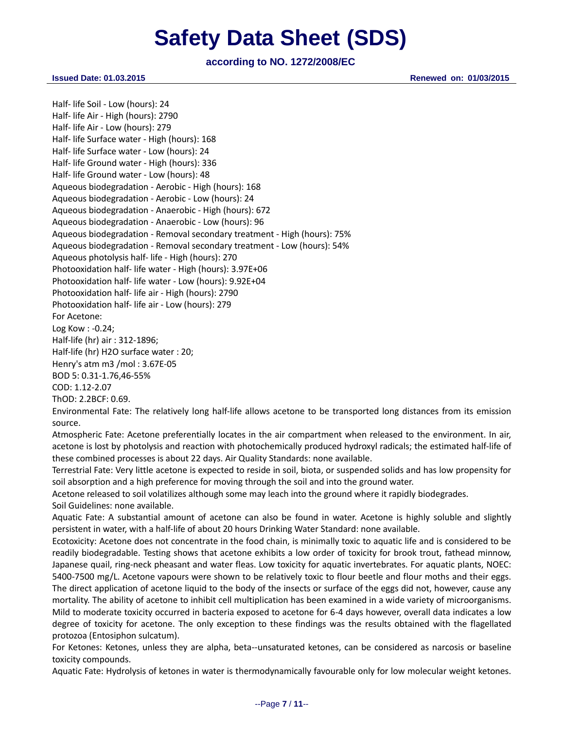Half- life Soil - Low (hours): 24
Half- life Air - High (hours): 2790
Half- life Air - Low (hours): 279
Half- life Surface water - High (hours): 168
Half- life Surface water - Low (hours): 24
Half- life Ground water - High (hours): 336
Half- life Ground water - Low (hours): 48
Aqueous biodegradation - Aerobic - High (hours): 168
Aqueous biodegradation - Aerobic - Low (hours): 24
Aqueous biodegradation - Anaerobic - High (hours): 672
Aqueous biodegradation - Anaerobic - Low (hours): 96
Aqueous biodegradation - Removal secondary treatment - High (hours): 75%
Aqueous biodegradation - Removal secondary treatment - Low (hours): 54%
Aqueous photolysis half- life - High (hours): 270
Photooxidation half- life water - High (hours): 3.97E+06
Photooxidation half- life water - Low (hours): 9.92E+04
Photooxidation half- life air - High (hours): 2790
Photooxidation half- life air - Low (hours): 279
For Acetone:
Log Kow : -0.24;
Half-life (hr) air : 312-1896;
Half-life (hr) H2O surface water : 20;
Henry's atm m3 /mol : 3.67E-05
BOD 5: 0.31-1.76,46-55%
COD: 1.12-2.07
ThOD: 2.2BCF: 0.69.
Environmental Fate: The relatively long half-life allows acetone to be transported long distances from its emission source.
Atmospheric Fate: Acetone preferentially locates in the air compartment when released to the environment. In air, acetone is lost by photolysis and reaction with photochemically produced hydroxyl radicals; the estimated half-life of these combined processes is about 22 days. Air Quality Standards: none available.
Terrestrial Fate: Very little acetone is expected to reside in soil, biota, or suspended solids and has low propensity for soil absorption and a high preference for moving through the soil and into the ground water.
Acetone released to soil volatilizes although some may leach into the ground where it rapidly biodegrades.
Soil Guidelines: none available.
Aquatic Fate: A substantial amount of acetone can also be found in water. Acetone is highly soluble and slightly persistent in water, with a half-life of about 20 hours Drinking Water Standard: none available.
Ecotoxicity: Acetone does not concentrate in the food chain, is minimally toxic to aquatic life and is considered to be readily biodegradable. Testing shows that acetone exhibits a low order of toxicity for brook trout, fathead minnow, Japanese quail, ring-neck pheasant and water fleas. Low toxicity for aquatic invertebrates. For aquatic plants, NOEC: 5400-7500 mg/L. Acetone vapours were shown to be relatively toxic to flour beetle and flour moths and their eggs. The direct application of acetone liquid to the body of the insects or surface of the eggs did not, however, cause any mortality. The ability of acetone to inhibit cell multiplication has been examined in a wide variety of microorganisms. Mild to moderate toxicity occurred in bacteria exposed to acetone for 6-4 days however, overall data indicates a low degree of toxicity for acetone. The only exception to these findings was the results obtained with the flagellated protozoa (Entosiphon sulcatum).
For Ketones: Ketones, unless they are alpha, beta--unsaturated ketones, can be considered as narcosis or baseline toxicity compounds.
Aquatic Fate: Hydrolysis of ketones in water is thermodynamically favourable only for low molecular weight ketones.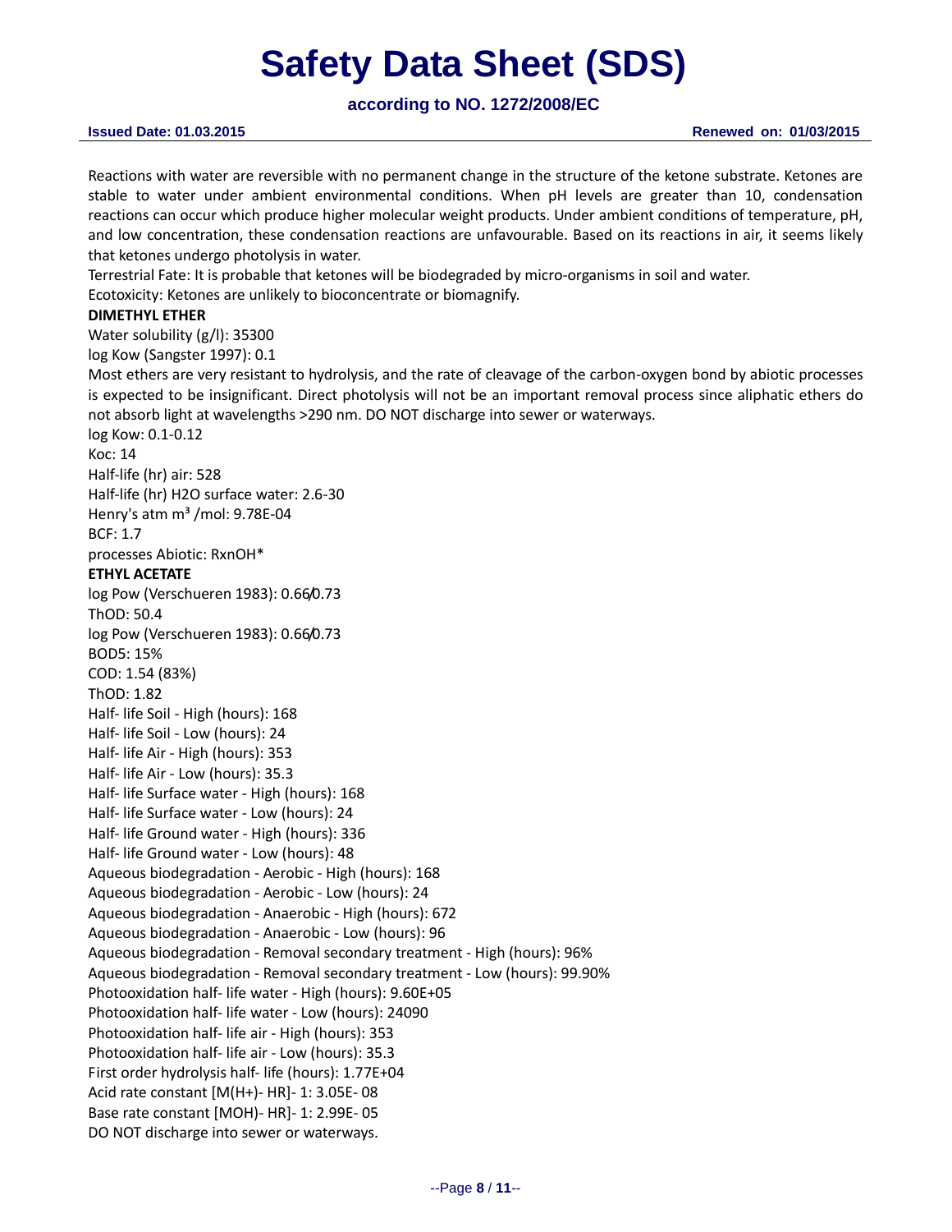Reactions with water are reversible with no permanent change in the structure of the ketone substrate. Ketones are stable to water under ambient environmental conditions. When pH levels are greater than 10, condensation reactions can occur which produce higher molecular weight products. Under ambient conditions of temperature, pH, and low concentration, these condensation reactions are unfavourable. Based on its reactions in air, it seems likely that ketones undergo photolysis in water.

Terrestrial Fate: It is probable that ketones will be biodegraded by micro-organisms in soil and water.

Ecotoxicity: Ketones are unlikely to bioconcentrate or biomagnify.

**DIMETHYL ETHER**

Water solubility (g/l): 35300

log Kow (Sangster 1997): 0.1

Most ethers are very resistant to hydrolysis, and the rate of cleavage of the carbon-oxygen bond by abiotic processes is expected to be insignificant. Direct photolysis will not be an important removal process since aliphatic ethers do not absorb light at wavelengths >290 nm. DO NOT discharge into sewer or waterways.

log Kow: 0.1-0.12

Koc: 14

Half-life (hr) air: 528

Half-life (hr) H2O surface water: 2.6-30

Henry's atm $m^3$ /mol: 9.78E-04

BCF: 1.7

processes Abiotic: RxnOH*

**ETHYL ACETATE**

log Pow (Verschueren 1983): 0.66/0.73

ThOD: 50.4

log Pow (Verschueren 1983): 0.66/0.73

BOD5: 15%

COD: 1.54 (83%)

ThOD: 1.82

Half- life Soil - High (hours): 168

Half- life Soil - Low (hours): 24

Half- life Air - High (hours): 353

Half- life Air - Low (hours): 35.3

Half- life Surface water - High (hours): 168

Half- life Surface water - Low (hours): 24

Half- life Ground water - High (hours): 336

Half- life Ground water - Low (hours): 48

Aqueous biodegradation - Aerobic - High (hours): 168

Aqueous biodegradation - Aerobic - Low (hours): 24

Aqueous biodegradation - Anaerobic - High (hours): 672

Aqueous biodegradation - Anaerobic - Low (hours): 96

Aqueous biodegradation - Removal secondary treatment - High (hours): 96%

Aqueous biodegradation - Removal secondary treatment - Low (hours): 99.90%

Photooxidation half- life water - High (hours): 9.60E+05

Photooxidation half- life water - Low (hours): 24090

Photooxidation half- life air - High (hours): 353

Photooxidation half- life air - Low (hours): 35.3

First order hydrolysis half- life (hours): 1.77E+04

Acid rate constant [M(H+)- HR]- 1: 3.05E- 08

Base rate constant [MOH)- HR]- 1: 2.99E- 05

DO NOT discharge into sewer or waterways.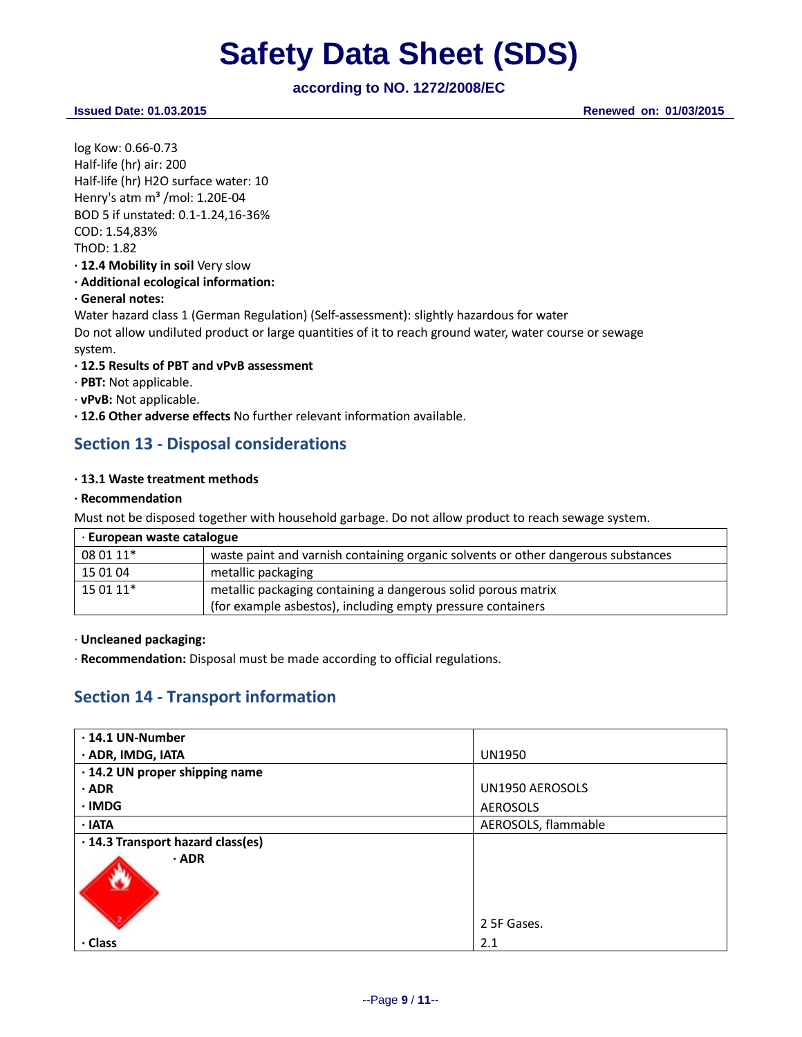log Kow: 0.66-0.73
Half-life (hr) air: 200
Half-life (hr) H2O surface water: 10
Henry's atm m³ /mol: 1.20E-04
BOD 5 if unstated: 0.1-1.24,16-36%
COD: 1.54,83%
ThOD: 1.82

· **12.4 Mobility in soil** Very slow

· **Additional ecological information:**

· **General notes:**

Water hazard class 1 (German Regulation) (Self-assessment): slightly hazardous for water
Do not allow undiluted product or large quantities of it to reach ground water, water course or sewage system.

· **12.5 Results of PBT and vPvB assessment**

· **PBT:** Not applicable.

· **vPvB:** Not applicable.

· **12.6 Other adverse effects** No further relevant information available.

## Section 13 - Disposal considerations

· **13.1 Waste treatment methods**

· **Recommendation**

Must not be disposed together with household garbage. Do not allow product to reach sewage system.

| · European waste catalogue | |
|---|---|
| 08 01 11* | waste paint and varnish containing organic solvents or other dangerous substances |
| 15 01 04 | metallic packaging |
| 15 01 11* | metallic packaging containing a dangerous solid porous matrix (for example asbestos), including empty pressure containers |

· **Uncleaned packaging:**

· **Recommendation:** Disposal must be made according to official regulations.

## Section 14 - Transport information

| | |
|---|---|
| **· 14.1 UN-Number** | |
| **· ADR, IMDG, IATA** | UN1950 |
| **· 14.2 UN proper shipping name** | |
| **· ADR** | UN1950 AEROSOLS |
| **· IMDG** | AEROSOLS |
| **· IATA** | AEROSOLS, flammable |
| **· 14.3 Transport hazard class(es)** | |
| **· ADR** | 2 5F Gases. |
| **· Class** | 2.1 |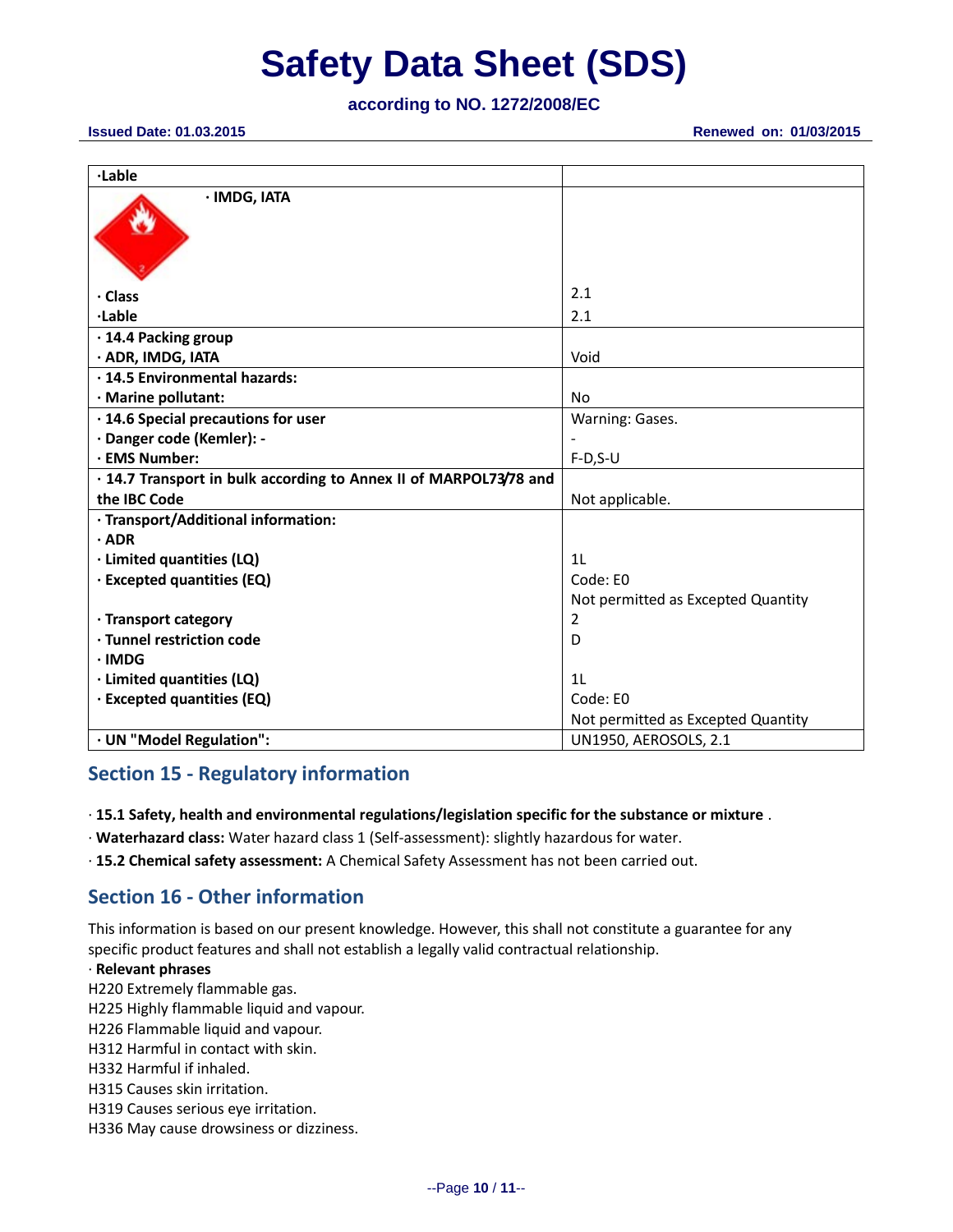| ·Lable | |
|---|---|
| · IMDG, IATA | |
| · Class | 2.1 |
| ·Lable | 2.1 |
| · 14.4 Packing group | |
| · ADR, IMDG, IATA | Void |
| · 14.5 Environmental hazards: | |
| · Marine pollutant: | No |
| · 14.6 Special precautions for user | Warning: Gases. |
| · Danger code (Kemler): - | - |
| · EMS Number: | F-D,S-U |
| · 14.7 Transport in bulk according to Annex II of MARPOL73/78 and the IBC Code | Not applicable. |
| · Transport/Additional information: | |
| · ADR | |
| · Limited quantities (LQ) | 1L |
| · Excepted quantities (EQ) | Code: E0<br>Not permitted as Excepted Quantity |
| · Transport category | 2 |
| · Tunnel restriction code | D |
| · IMDG | |
| · Limited quantities (LQ) | 1L |
| · Excepted quantities (EQ) | Code: E0<br>Not permitted as Excepted Quantity |
| · UN "Model Regulation": | UN1950, AEROSOLS, 2.1 |

## Section 15 - Regulatory information

· **15.1 Safety, health and environmental regulations/legislation specific for the substance or mixture** .

· **Waterhazard class:** Water hazard class 1 (Self-assessment): slightly hazardous for water.

· **15.2 Chemical safety assessment:** A Chemical Safety Assessment has not been carried out.

## Section 16 - Other information

This information is based on our present knowledge. However, this shall not constitute a guarantee for any specific product features and shall not establish a legally valid contractual relationship.

· **Relevant phrases**

H220 Extremely flammable gas.
H225 Highly flammable liquid and vapour.
H226 Flammable liquid and vapour.
H312 Harmful in contact with skin.
H332 Harmful if inhaled.
H315 Causes skin irritation.
H319 Causes serious eye irritation.
H336 May cause drowsiness or dizziness.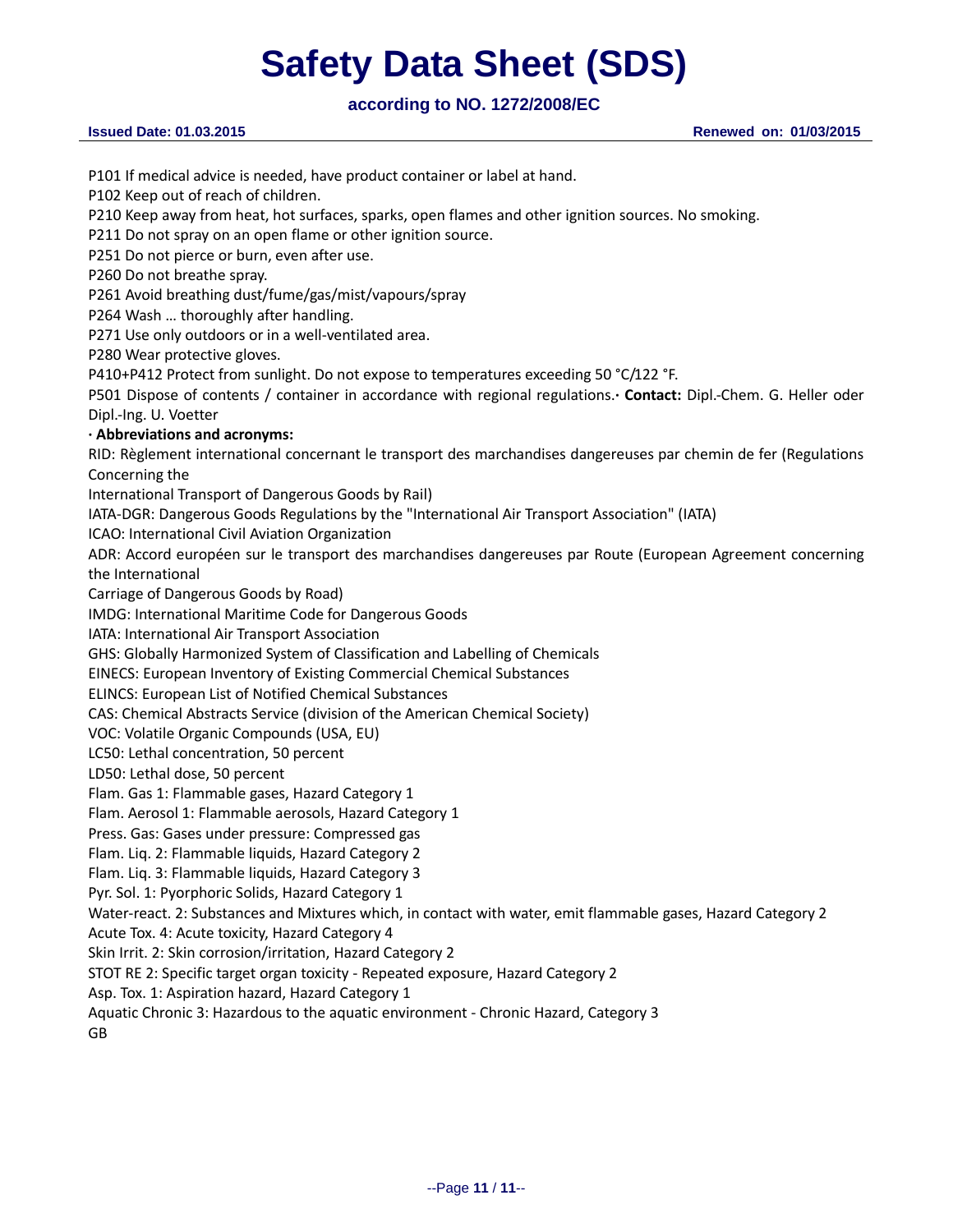P101 If medical advice is needed, have product container or label at hand.
P102 Keep out of reach of children.
P210 Keep away from heat, hot surfaces, sparks, open flames and other ignition sources. No smoking.
P211 Do not spray on an open flame or other ignition source.
P251 Do not pierce or burn, even after use.
P260 Do not breathe spray.
P261 Avoid breathing dust/fume/gas/mist/vapours/spray
P264 Wash … thoroughly after handling.
P271 Use only outdoors or in a well-ventilated area.
P280 Wear protective gloves.
P410+P412 Protect from sunlight. Do not expose to temperatures exceeding 50 °C/122 °F.
P501 Dispose of contents / container in accordance with regional regulations.**· Contact:** Dipl.-Chem. G. Heller oder Dipl.-Ing. U. Voetter

**· Abbreviations and acronyms:**

RID: Règlement international concernant le transport des marchandises dangereuses par chemin de fer (Regulations Concerning the
International Transport of Dangerous Goods by Rail)
IATA-DGR: Dangerous Goods Regulations by the "International Air Transport Association" (IATA)
ICAO: International Civil Aviation Organization
ADR: Accord européen sur le transport des marchandises dangereuses par Route (European Agreement concerning the International
Carriage of Dangerous Goods by Road)
IMDG: International Maritime Code for Dangerous Goods
IATA: International Air Transport Association
GHS: Globally Harmonized System of Classification and Labelling of Chemicals
EINECS: European Inventory of Existing Commercial Chemical Substances
ELINCS: European List of Notified Chemical Substances
CAS: Chemical Abstracts Service (division of the American Chemical Society)
VOC: Volatile Organic Compounds (USA, EU)
LC50: Lethal concentration, 50 percent
LD50: Lethal dose, 50 percent
Flam. Gas 1: Flammable gases, Hazard Category 1
Flam. Aerosol 1: Flammable aerosols, Hazard Category 1
Press. Gas: Gases under pressure: Compressed gas
Flam. Liq. 2: Flammable liquids, Hazard Category 2
Flam. Liq. 3: Flammable liquids, Hazard Category 3
Pyr. Sol. 1: Pyrophoric Solids, Hazard Category 1
Water-react. 2: Substances and Mixtures which, in contact with water, emit flammable gases, Hazard Category 2
Acute Tox. 4: Acute toxicity, Hazard Category 4
Skin Irrit. 2: Skin corrosion/irritation, Hazard Category 2
STOT RE 2: Specific target organ toxicity - Repeated exposure, Hazard Category 2
Asp. Tox. 1: Aspiration hazard, Hazard Category 1
Aquatic Chronic 3: Hazardous to the aquatic environment - Chronic Hazard, Category 3
GB